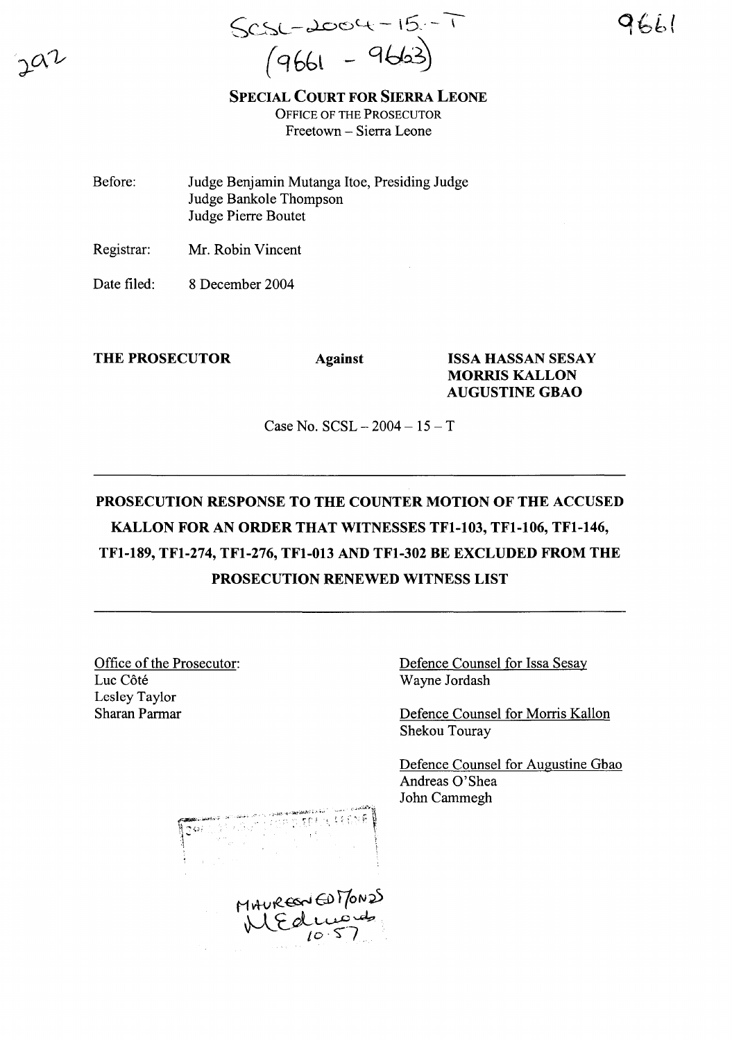SCSL-2004-15-T
(9661 - 9663)

9661

292

**SPECIAL COURT FOR SIERRA LEONE**
OFFICE OF THE PROSECUTOR
Freetown – Sierra Leone

Before: Judge Benjamin Mutanga Itoe, Presiding Judge
Judge Bankole Thompson
Judge Pierre Boutet

Registrar: Mr. Robin Vincent

Date filed: 8 December 2004

**THE PROSECUTOR** **Against** **ISSA HASSAN SESAY**
**MORRIS KALLON**
**AUGUSTINE GBAO**

Case No. SCSL – 2004 – 15 – T

---

**PROSECUTION RESPONSE TO THE COUNTER MOTION OF THE ACCUSED KALLON FOR AN ORDER THAT WITNESSES TF1-103, TF1-106, TF1-146, TF1-189, TF1-274, TF1-276, TF1-013 AND TF1-302 BE EXCLUDED FROM THE PROSECUTION RENEWED WITNESS LIST**

---

Office of the Prosecutor:
Luc Côté
Lesley Taylor
Sharan Parmar

Defence Counsel for Issa Sesay
Wayne Jordash

Defence Counsel for Morris Kallon
Shekou Touray

Defence Counsel for Augustine Gbao
Andreas O'Shea
John Cammegh

MAUREEN EDMONDS
MEdmonds
10:57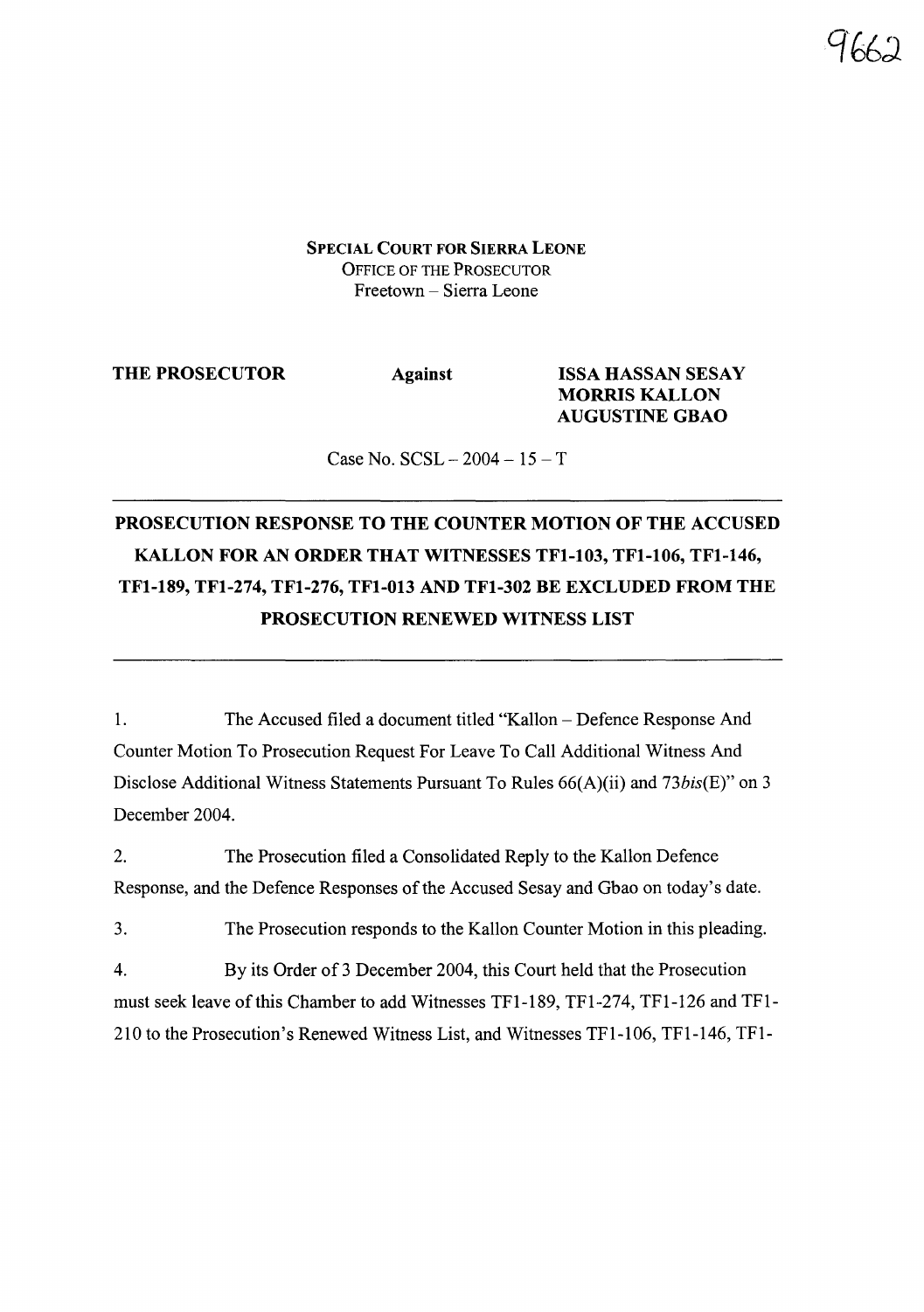SPECIAL COURT FOR SIERRA LEONE
OFFICE OF THE PROSECUTOR
Freetown – Sierra Leone

**THE PROSECUTOR** **Against** **ISSA HASSAN SESAY**
**MORRIS KALLON**
**AUGUSTINE GBAO**

Case No. SCSL – 2004 – 15 – T

---

# PROSECUTION RESPONSE TO THE COUNTER MOTION OF THE ACCUSED KALLON FOR AN ORDER THAT WITNESSES TF1-103, TF1-106, TF1-146, TF1-189, TF1-274, TF1-276, TF1-013 AND TF1-302 BE EXCLUDED FROM THE PROSECUTION RENEWED WITNESS LIST

---

1. The Accused filed a document titled "Kallon – Defence Response And Counter Motion To Prosecution Request For Leave To Call Additional Witness And Disclose Additional Witness Statements Pursuant To Rules 66(A)(ii) and 73*bis*(E)" on 3 December 2004.

2. The Prosecution filed a Consolidated Reply to the Kallon Defence Response, and the Defence Responses of the Accused Sesay and Gbao on today's date.

3. The Prosecution responds to the Kallon Counter Motion in this pleading.

4. By its Order of 3 December 2004, this Court held that the Prosecution must seek leave of this Chamber to add Witnesses TF1-189, TF1-274, TF1-126 and TF1-210 to the Prosecution's Renewed Witness List, and Witnesses TF1-106, TF1-146, TF1-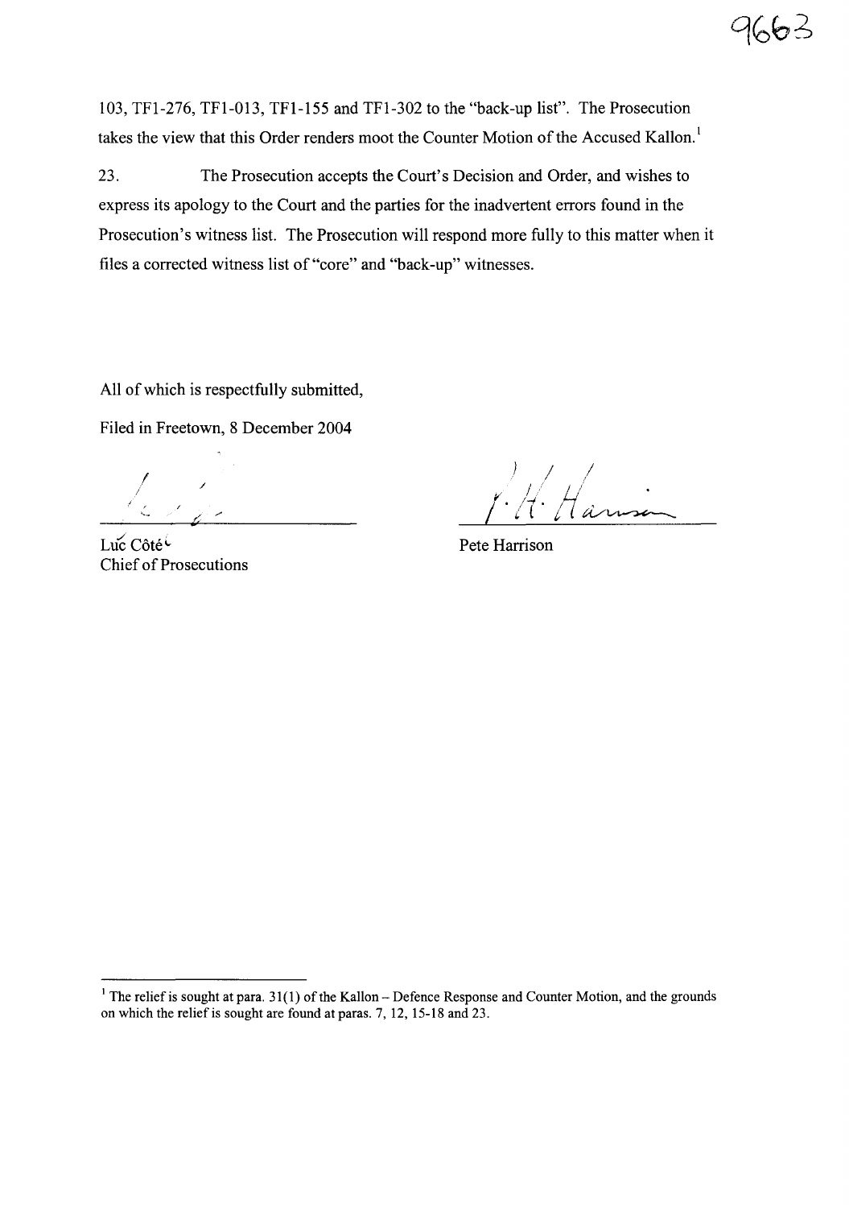103, TF1-276, TF1-013, TF1-155 and TF1-302 to the "back-up list". The Prosecution takes the view that this Order renders moot the Counter Motion of the Accused Kallon.[1]

23. The Prosecution accepts the Court's Decision and Order, and wishes to express its apology to the Court and the parties for the inadvertent errors found in the Prosecution's witness list. The Prosecution will respond more fully to this matter when it files a corrected witness list of "core" and "back-up" witnesses.

All of which is respectfully submitted,

Filed in Freetown, 8 December 2004

Luc Côté
Chief of Prosecutions

Pete Harrison

---

[1] The relief is sought at para. 31(1) of the Kallon – Defence Response and Counter Motion, and the grounds on which the relief is sought are found at paras. 7, 12, 15-18 and 23.